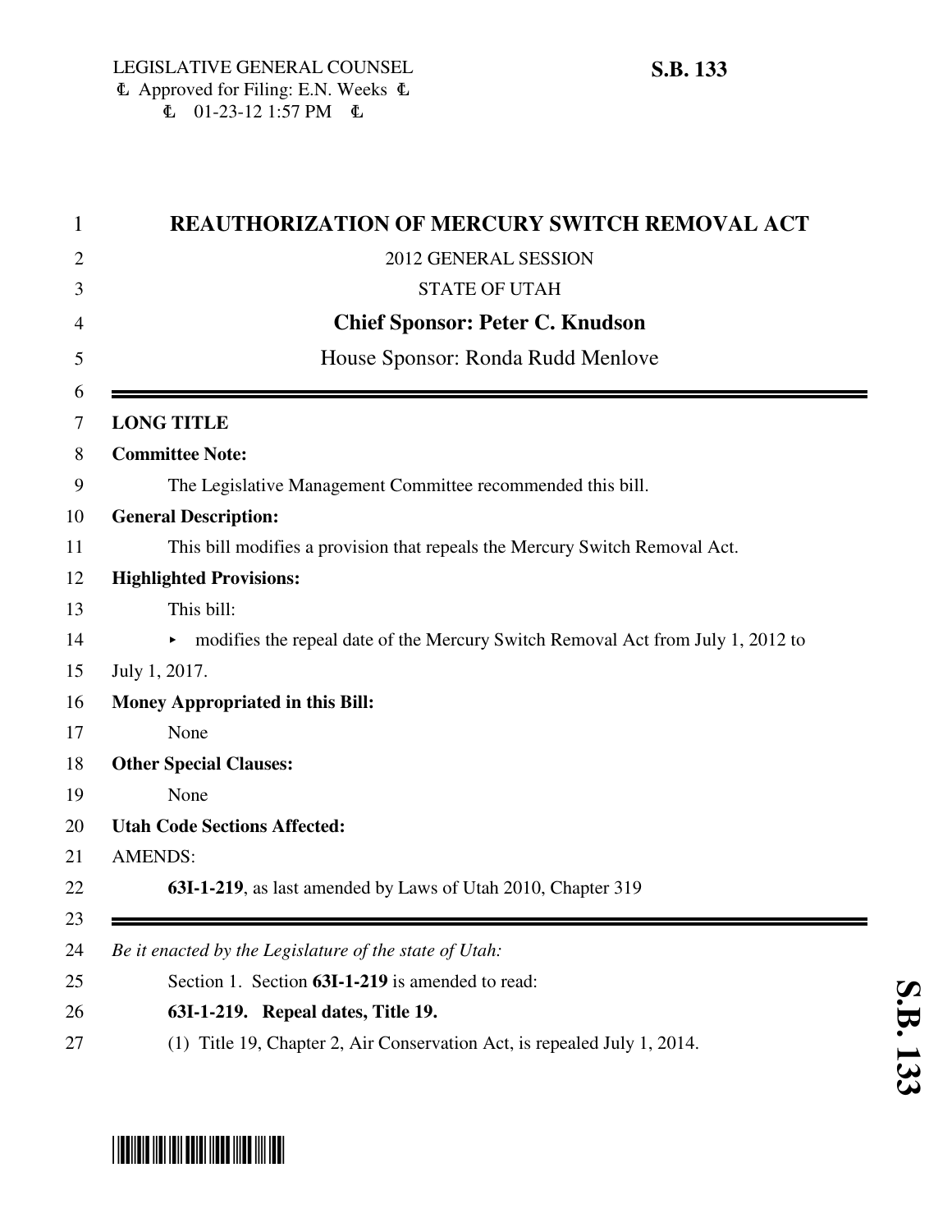LEGISLATIVE GENERAL COUNSEL
Approved for Filing: E.N. Weeks
01-23-12 1:57 PM

**S.B. 133**

# REAUTHORIZATION OF MERCURY SWITCH REMOVAL ACT

2012 GENERAL SESSION

STATE OF UTAH

**Chief Sponsor: Peter C. Knudson**

House Sponsor: Ronda Rudd Menlove

---

**LONG TITLE**

**Committee Note:**

The Legislative Management Committee recommended this bill.

**General Description:**

This bill modifies a provision that repeals the Mercury Switch Removal Act.

**Highlighted Provisions:**

This bill:

- modifies the repeal date of the Mercury Switch Removal Act from July 1, 2012 to July 1, 2017.

**Money Appropriated in this Bill:**

None

**Other Special Clauses:**

None

**Utah Code Sections Affected:**

AMENDS:

**63I-1-219**, as last amended by Laws of Utah 2010, Chapter 319

---

*Be it enacted by the Legislature of the state of Utah:*

Section 1. Section **63I-1-219** is amended to read:

**63I-1-219. Repeal dates, Title 19.**

(1) Title 19, Chapter 2, Air Conservation Act, is repealed July 1, 2014.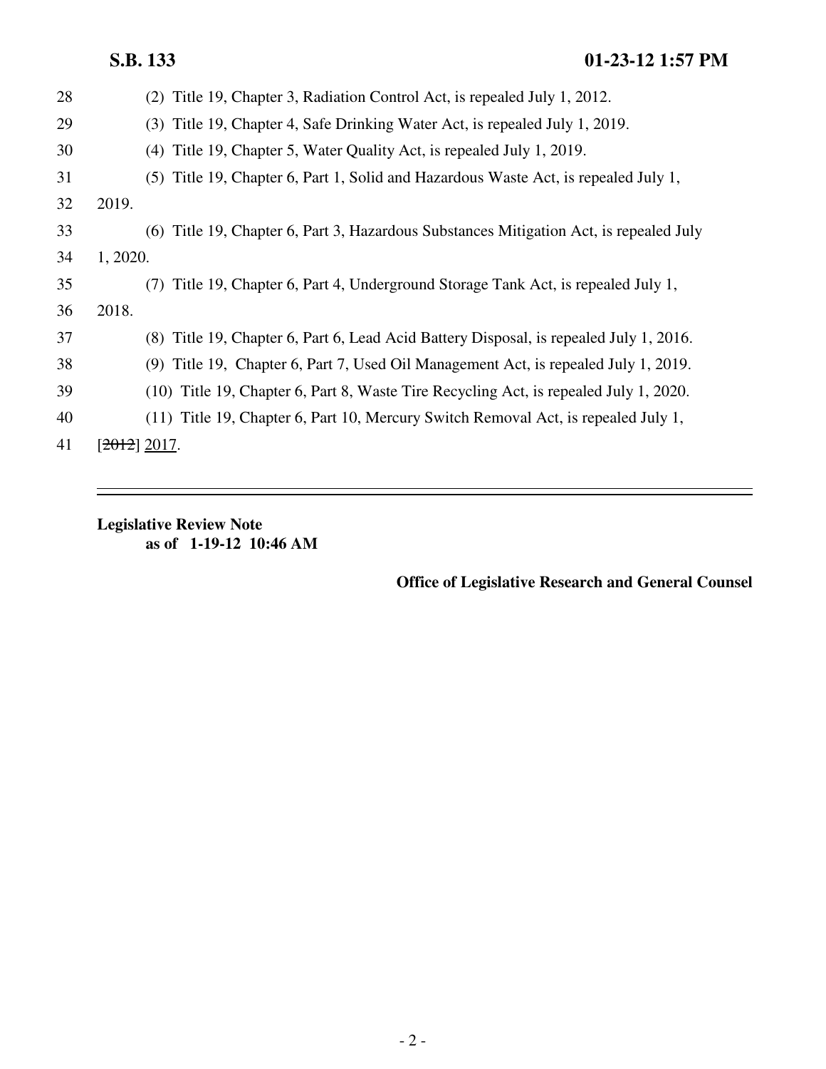(2) Title 19, Chapter 3, Radiation Control Act, is repealed July 1, 2012.

(3) Title 19, Chapter 4, Safe Drinking Water Act, is repealed July 1, 2019.

(4) Title 19, Chapter 5, Water Quality Act, is repealed July 1, 2019.

(5) Title 19, Chapter 6, Part 1, Solid and Hazardous Waste Act, is repealed July 1, 2019.

(6) Title 19, Chapter 6, Part 3, Hazardous Substances Mitigation Act, is repealed July 1, 2020.

(7) Title 19, Chapter 6, Part 4, Underground Storage Tank Act, is repealed July 1, 2018.

(8) Title 19, Chapter 6, Part 6, Lead Acid Battery Disposal, is repealed July 1, 2016.

(9) Title 19, Chapter 6, Part 7, Used Oil Management Act, is repealed July 1, 2019.

(10) Title 19, Chapter 6, Part 8, Waste Tire Recycling Act, is repealed July 1, 2020.

(11) Title 19, Chapter 6, Part 10, Mercury Switch Removal Act, is repealed July 1, [~~2012~~] 2017.

---

**Legislative Review Note**
**as of 1-19-12 10:46 AM**

**Office of Legislative Research and General Counsel**